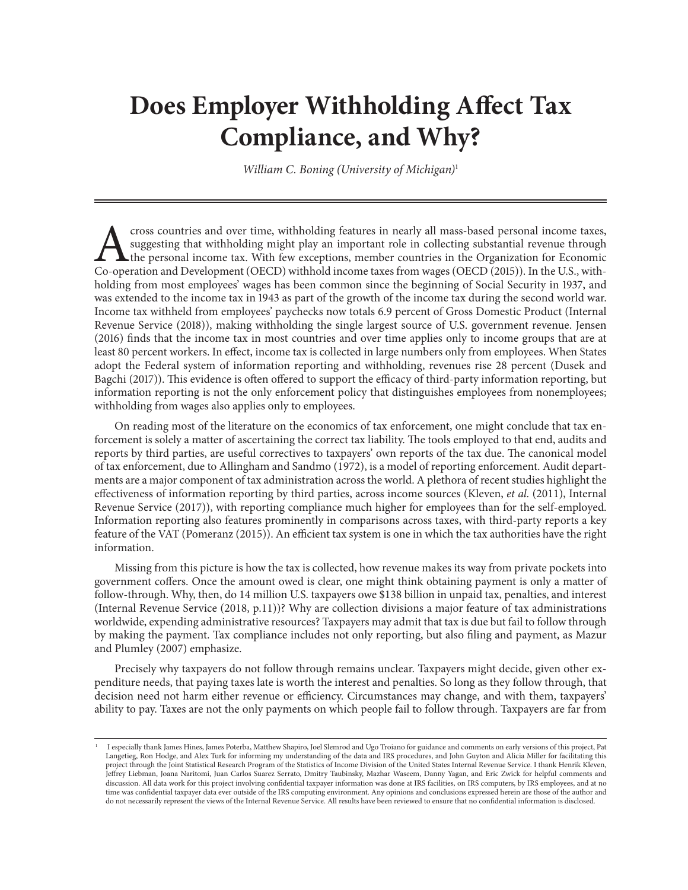# Does Employer Withholding Affect Tax Compliance, and Why?

*William C. Boning (University of Michigan)*[1]

Across countries and over time, withholding features in nearly all mass-based personal income taxes, suggesting that withholding might play an important role in collecting substantial revenue through the personal income tax. With few exceptions, member countries in the Organization for Economic Co-operation and Development (OECD) withhold income taxes from wages (OECD (2015)). In the U.S., withholding from most employees' wages has been common since the beginning of Social Security in 1937, and was extended to the income tax in 1943 as part of the growth of the income tax during the second world war. Income tax withheld from employees' paychecks now totals 6.9 percent of Gross Domestic Product (Internal Revenue Service (2018)), making withholding the single largest source of U.S. government revenue. Jensen (2016) finds that the income tax in most countries and over time applies only to income groups that are at least 80 percent workers. In effect, income tax is collected in large numbers only from employees. When States adopt the Federal system of information reporting and withholding, revenues rise 28 percent (Dusek and Bagchi (2017)). This evidence is often offered to support the efficacy of third-party information reporting, but information reporting is not the only enforcement policy that distinguishes employees from nonemployees; withholding from wages also applies only to employees.

On reading most of the literature on the economics of tax enforcement, one might conclude that tax enforcement is solely a matter of ascertaining the correct tax liability. The tools employed to that end, audits and reports by third parties, are useful correctives to taxpayers' own reports of the tax due. The canonical model of tax enforcement, due to Allingham and Sandmo (1972), is a model of reporting enforcement. Audit departments are a major component of tax administration across the world. A plethora of recent studies highlight the effectiveness of information reporting by third parties, across income sources (Kleven, *et al*. (2011), Internal Revenue Service (2017)), with reporting compliance much higher for employees than for the self-employed. Information reporting also features prominently in comparisons across taxes, with third-party reports a key feature of the VAT (Pomeranz (2015)). An efficient tax system is one in which the tax authorities have the right information.

Missing from this picture is how the tax is collected, how revenue makes its way from private pockets into government coffers. Once the amount owed is clear, one might think obtaining payment is only a matter of follow-through. Why, then, do 14 million U.S. taxpayers owe $138 billion in unpaid tax, penalties, and interest (Internal Revenue Service (2018, p.11))? Why are collection divisions a major feature of tax administrations worldwide, expending administrative resources? Taxpayers may admit that tax is due but fail to follow through by making the payment. Tax compliance includes not only reporting, but also filing and payment, as Mazur and Plumley (2007) emphasize.

Precisely why taxpayers do not follow through remains unclear. Taxpayers might decide, given other expenditure needs, that paying taxes late is worth the interest and penalties. So long as they follow through, that decision need not harm either revenue or efficiency. Circumstances may change, and with them, taxpayers' ability to pay. Taxes are not the only payments on which people fail to follow through. Taxpayers are far from

---

[1] I especially thank James Hines, James Poterba, Matthew Shapiro, Joel Slemrod and Ugo Troiano for guidance and comments on early versions of this project, Pat Langetieg, Ron Hodge, and Alex Turk for informing my understanding of the data and IRS procedures, and John Guyton and Alicia Miller for facilitating this project through the Joint Statistical Research Program of the Statistics of Income Division of the United States Internal Revenue Service. I thank Henrik Kleven, Jeffrey Liebman, Joana Naritomi, Juan Carlos Suarez Serrato, Dmitry Taubinsky, Mazhar Waseem, Danny Yagan, and Eric Zwick for helpful comments and discussion. All data work for this project involving confidential taxpayer information was done at IRS facilities, on IRS computers, by IRS employees, and at no time was confidential taxpayer data ever outside of the IRS computing environment. Any opinions and conclusions expressed herein are those of the author and do not necessarily represent the views of the Internal Revenue Service. All results have been reviewed to ensure that no confidential information is disclosed.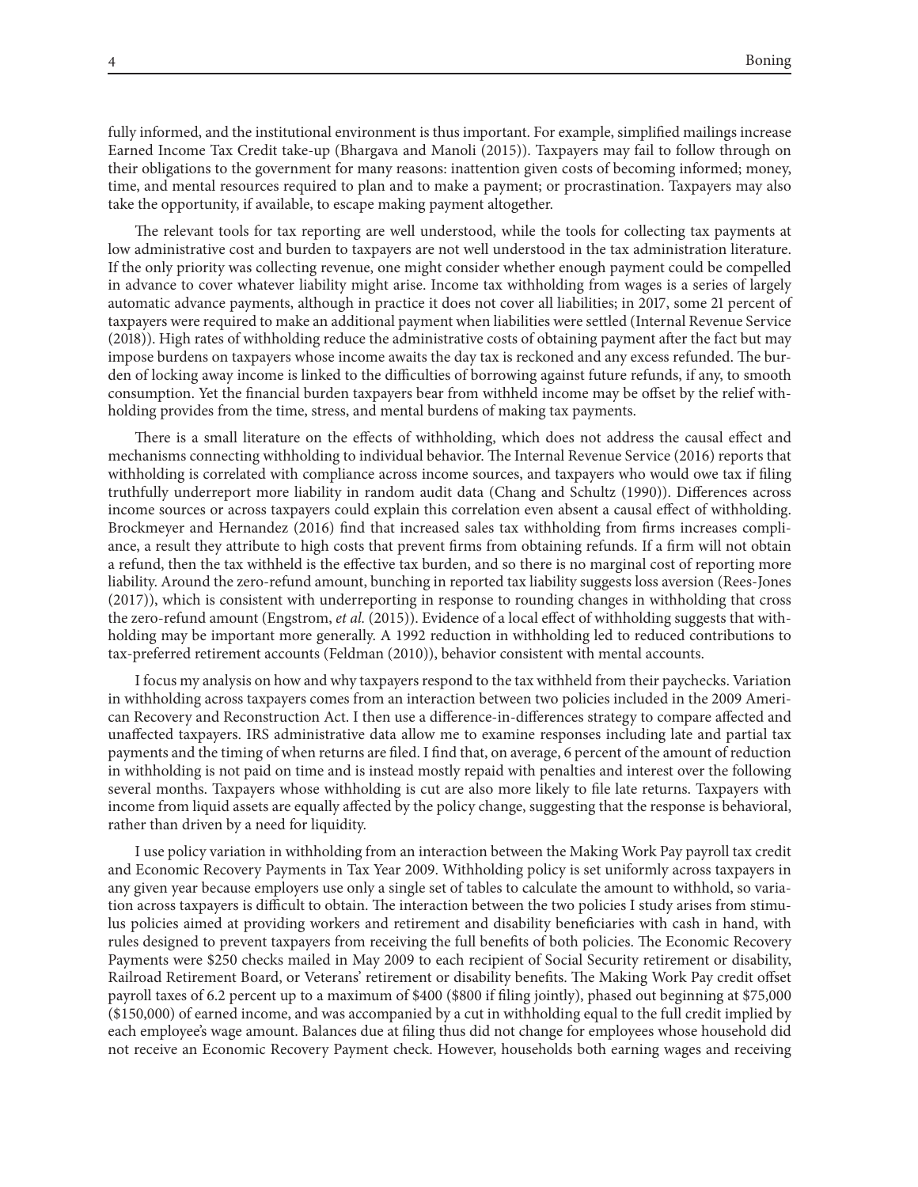fully informed, and the institutional environment is thus important. For example, simplified mailings increase Earned Income Tax Credit take-up (Bhargava and Manoli (2015)). Taxpayers may fail to follow through on their obligations to the government for many reasons: inattention given costs of becoming informed; money, time, and mental resources required to plan and to make a payment; or procrastination. Taxpayers may also take the opportunity, if available, to escape making payment altogether.

The relevant tools for tax reporting are well understood, while the tools for collecting tax payments at low administrative cost and burden to taxpayers are not well understood in the tax administration literature. If the only priority was collecting revenue, one might consider whether enough payment could be compelled in advance to cover whatever liability might arise. Income tax withholding from wages is a series of largely automatic advance payments, although in practice it does not cover all liabilities; in 2017, some 21 percent of taxpayers were required to make an additional payment when liabilities were settled (Internal Revenue Service (2018)). High rates of withholding reduce the administrative costs of obtaining payment after the fact but may impose burdens on taxpayers whose income awaits the day tax is reckoned and any excess refunded. The burden of locking away income is linked to the difficulties of borrowing against future refunds, if any, to smooth consumption. Yet the financial burden taxpayers bear from withheld income may be offset by the relief withholding provides from the time, stress, and mental burdens of making tax payments.

There is a small literature on the effects of withholding, which does not address the causal effect and mechanisms connecting withholding to individual behavior. The Internal Revenue Service (2016) reports that withholding is correlated with compliance across income sources, and taxpayers who would owe tax if filing truthfully underreport more liability in random audit data (Chang and Schultz (1990)). Differences across income sources or across taxpayers could explain this correlation even absent a causal effect of withholding. Brockmeyer and Hernandez (2016) find that increased sales tax withholding from firms increases compliance, a result they attribute to high costs that prevent firms from obtaining refunds. If a firm will not obtain a refund, then the tax withheld is the effective tax burden, and so there is no marginal cost of reporting more liability. Around the zero-refund amount, bunching in reported tax liability suggests loss aversion (Rees-Jones (2017)), which is consistent with underreporting in response to rounding changes in withholding that cross the zero-refund amount (Engstrom, *et al.* (2015)). Evidence of a local effect of withholding suggests that withholding may be important more generally. A 1992 reduction in withholding led to reduced contributions to tax-preferred retirement accounts (Feldman (2010)), behavior consistent with mental accounts.

I focus my analysis on how and why taxpayers respond to the tax withheld from their paychecks. Variation in withholding across taxpayers comes from an interaction between two policies included in the 2009 American Recovery and Reconstruction Act. I then use a difference-in-differences strategy to compare affected and unaffected taxpayers. IRS administrative data allow me to examine responses including late and partial tax payments and the timing of when returns are filed. I find that, on average, 6 percent of the amount of reduction in withholding is not paid on time and is instead mostly repaid with penalties and interest over the following several months. Taxpayers whose withholding is cut are also more likely to file late returns. Taxpayers with income from liquid assets are equally affected by the policy change, suggesting that the response is behavioral, rather than driven by a need for liquidity.

I use policy variation in withholding from an interaction between the Making Work Pay payroll tax credit and Economic Recovery Payments in Tax Year 2009. Withholding policy is set uniformly across taxpayers in any given year because employers use only a single set of tables to calculate the amount to withhold, so variation across taxpayers is difficult to obtain. The interaction between the two policies I study arises from stimulus policies aimed at providing workers and retirement and disability beneficiaries with cash in hand, with rules designed to prevent taxpayers from receiving the full benefits of both policies. The Economic Recovery Payments were $250 checks mailed in May 2009 to each recipient of Social Security retirement or disability, Railroad Retirement Board, or Veterans' retirement or disability benefits. The Making Work Pay credit offset payroll taxes of 6.2 percent up to a maximum of $400 ($800 if filing jointly), phased out beginning at $75,000 ($150,000) of earned income, and was accompanied by a cut in withholding equal to the full credit implied by each employee's wage amount. Balances due at filing thus did not change for employees whose household did not receive an Economic Recovery Payment check. However, households both earning wages and receiving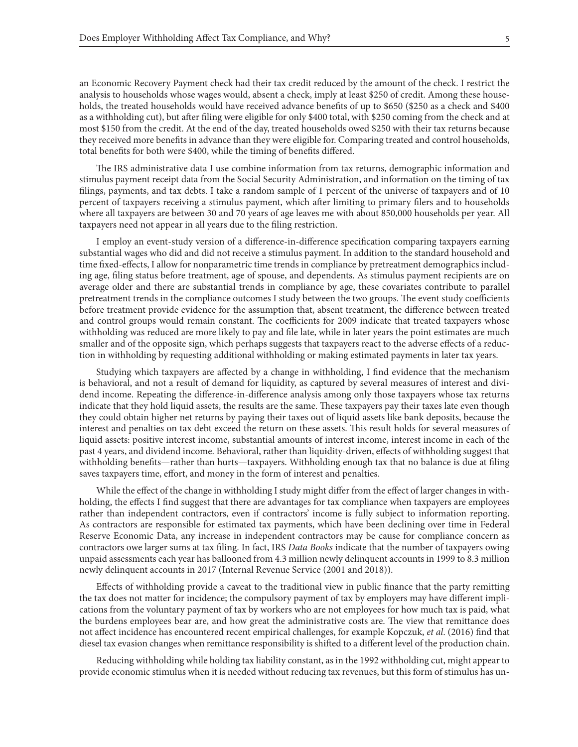an Economic Recovery Payment check had their tax credit reduced by the amount of the check. I restrict the analysis to households whose wages would, absent a check, imply at least $250 of credit. Among these households, the treated households would have received advance benefits of up to $650 ($250 as a check and $400 as a withholding cut), but after filing were eligible for only $400 total, with $250 coming from the check and at most $150 from the credit. At the end of the day, treated households owed $250 with their tax returns because they received more benefits in advance than they were eligible for. Comparing treated and control households, total benefits for both were $400, while the timing of benefits differed.

The IRS administrative data I use combine information from tax returns, demographic information and stimulus payment receipt data from the Social Security Administration, and information on the timing of tax filings, payments, and tax debts. I take a random sample of 1 percent of the universe of taxpayers and of 10 percent of taxpayers receiving a stimulus payment, which after limiting to primary filers and to households where all taxpayers are between 30 and 70 years of age leaves me with about 850,000 households per year. All taxpayers need not appear in all years due to the filing restriction.

I employ an event-study version of a difference-in-difference specification comparing taxpayers earning substantial wages who did and did not receive a stimulus payment. In addition to the standard household and time fixed-effects, I allow for nonparametric time trends in compliance by pretreatment demographics including age, filing status before treatment, age of spouse, and dependents. As stimulus payment recipients are on average older and there are substantial trends in compliance by age, these covariates contribute to parallel pretreatment trends in the compliance outcomes I study between the two groups. The event study coefficients before treatment provide evidence for the assumption that, absent treatment, the difference between treated and control groups would remain constant. The coefficients for 2009 indicate that treated taxpayers whose withholding was reduced are more likely to pay and file late, while in later years the point estimates are much smaller and of the opposite sign, which perhaps suggests that taxpayers react to the adverse effects of a reduction in withholding by requesting additional withholding or making estimated payments in later tax years.

Studying which taxpayers are affected by a change in withholding, I find evidence that the mechanism is behavioral, and not a result of demand for liquidity, as captured by several measures of interest and dividend income. Repeating the difference-in-difference analysis among only those taxpayers whose tax returns indicate that they hold liquid assets, the results are the same. These taxpayers pay their taxes late even though they could obtain higher net returns by paying their taxes out of liquid assets like bank deposits, because the interest and penalties on tax debt exceed the return on these assets. This result holds for several measures of liquid assets: positive interest income, substantial amounts of interest income, interest income in each of the past 4 years, and dividend income. Behavioral, rather than liquidity-driven, effects of withholding suggest that withholding benefits—rather than hurts—taxpayers. Withholding enough tax that no balance is due at filing saves taxpayers time, effort, and money in the form of interest and penalties.

While the effect of the change in withholding I study might differ from the effect of larger changes in withholding, the effects I find suggest that there are advantages for tax compliance when taxpayers are employees rather than independent contractors, even if contractors' income is fully subject to information reporting. As contractors are responsible for estimated tax payments, which have been declining over time in Federal Reserve Economic Data, any increase in independent contractors may be cause for compliance concern as contractors owe larger sums at tax filing. In fact, IRS *Data Books* indicate that the number of taxpayers owing unpaid assessments each year has ballooned from 4.3 million newly delinquent accounts in 1999 to 8.3 million newly delinquent accounts in 2017 (Internal Revenue Service (2001 and 2018)).

Effects of withholding provide a caveat to the traditional view in public finance that the party remitting the tax does not matter for incidence; the compulsory payment of tax by employers may have different implications from the voluntary payment of tax by workers who are not employees for how much tax is paid, what the burdens employees bear are, and how great the administrative costs are. The view that remittance does not affect incidence has encountered recent empirical challenges, for example Kopczuk, *et al*. (2016) find that diesel tax evasion changes when remittance responsibility is shifted to a different level of the production chain.

Reducing withholding while holding tax liability constant, as in the 1992 withholding cut, might appear to provide economic stimulus when it is needed without reducing tax revenues, but this form of stimulus has un-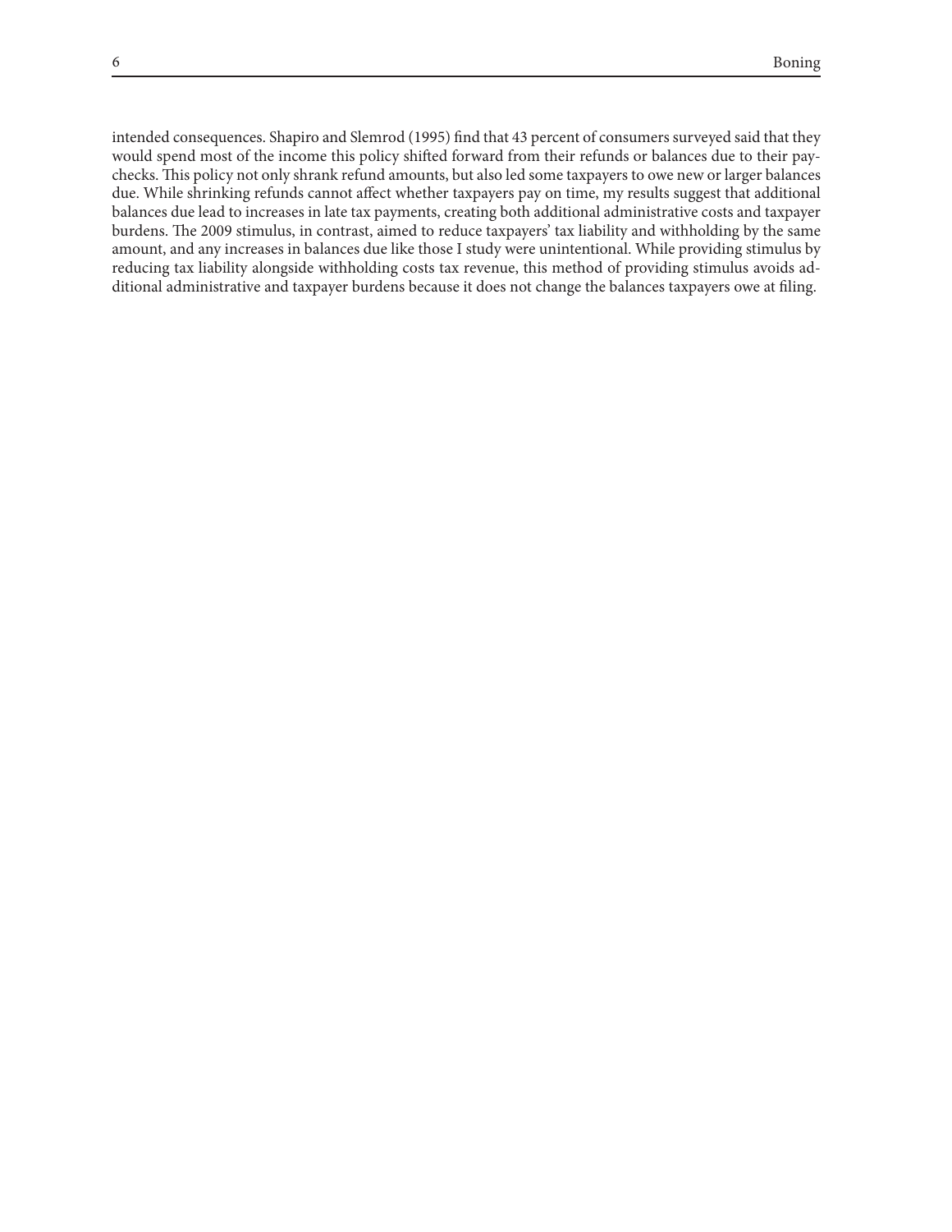intended consequences. Shapiro and Slemrod (1995) find that 43 percent of consumers surveyed said that they would spend most of the income this policy shifted forward from their refunds or balances due to their paychecks. This policy not only shrank refund amounts, but also led some taxpayers to owe new or larger balances due. While shrinking refunds cannot affect whether taxpayers pay on time, my results suggest that additional balances due lead to increases in late tax payments, creating both additional administrative costs and taxpayer burdens. The 2009 stimulus, in contrast, aimed to reduce taxpayers' tax liability and withholding by the same amount, and any increases in balances due like those I study were unintentional. While providing stimulus by reducing tax liability alongside withholding costs tax revenue, this method of providing stimulus avoids additional administrative and taxpayer burdens because it does not change the balances taxpayers owe at filing.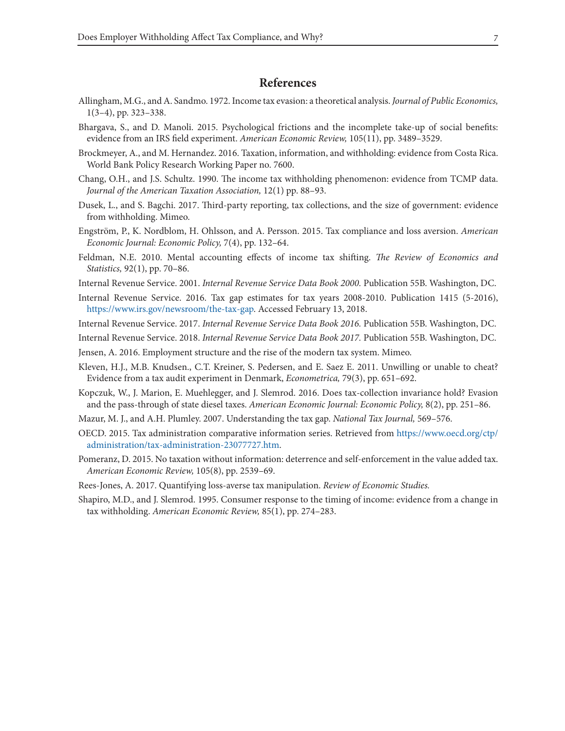## References

Allingham, M.G., and A. Sandmo. 1972. Income tax evasion: a theoretical analysis. *Journal of Public Economics,* 1(3–4), pp. 323–338.

Bhargava, S., and D. Manoli. 2015. Psychological frictions and the incomplete take-up of social benefits: evidence from an IRS field experiment. *American Economic Review,* 105(11), pp. 3489–3529.

Brockmeyer, A., and M. Hernandez. 2016. Taxation, information, and withholding: evidence from Costa Rica. World Bank Policy Research Working Paper no. 7600.

Chang, O.H., and J.S. Schultz. 1990. The income tax withholding phenomenon: evidence from TCMP data. *Journal of the American Taxation Association,* 12(1) pp. 88–93.

Dusek, L., and S. Bagchi. 2017. Third-party reporting, tax collections, and the size of government: evidence from withholding. Mimeo.

Engström, P., K. Nordblom, H. Ohlsson, and A. Persson. 2015. Tax compliance and loss aversion. *American Economic Journal: Economic Policy,* 7(4), pp. 132–64.

Feldman, N.E. 2010. Mental accounting effects of income tax shifting. *The Review of Economics and Statistics,* 92(1), pp. 70–86.

Internal Revenue Service. 2001. *Internal Revenue Service Data Book 2000.* Publication 55B. Washington, DC.

Internal Revenue Service. 2016. Tax gap estimates for tax years 2008-2010. Publication 1415 (5-2016), https://www.irs.gov/newsroom/the-tax-gap. Accessed February 13, 2018.

Internal Revenue Service. 2017. *Internal Revenue Service Data Book 2016.* Publication 55B. Washington, DC.

Internal Revenue Service. 2018. *Internal Revenue Service Data Book 2017.* Publication 55B. Washington, DC.

Jensen, A. 2016. Employment structure and the rise of the modern tax system. Mimeo.

Kleven, H.J., M.B. Knudsen., C.T. Kreiner, S. Pedersen, and E. Saez E. 2011. Unwilling or unable to cheat? Evidence from a tax audit experiment in Denmark, *Econometrica,* 79(3), pp. 651–692.

Kopczuk, W., J. Marion, E. Muehlegger, and J. Slemrod. 2016. Does tax-collection invariance hold? Evasion and the pass-through of state diesel taxes. *American Economic Journal: Economic Policy,* 8(2), pp. 251–86.

Mazur, M. J., and A.H. Plumley. 2007. Understanding the tax gap. *National Tax Journal,* 569–576.

OECD. 2015. Tax administration comparative information series. Retrieved from https://www.oecd.org/ctp/administration/tax-administration-23077727.htm.

Pomeranz, D. 2015. No taxation without information: deterrence and self-enforcement in the value added tax. *American Economic Review,* 105(8), pp. 2539–69.

Rees-Jones, A. 2017. Quantifying loss-averse tax manipulation. *Review of Economic Studies.*

Shapiro, M.D., and J. Slemrod. 1995. Consumer response to the timing of income: evidence from a change in tax withholding. *American Economic Review,* 85(1), pp. 274–283.